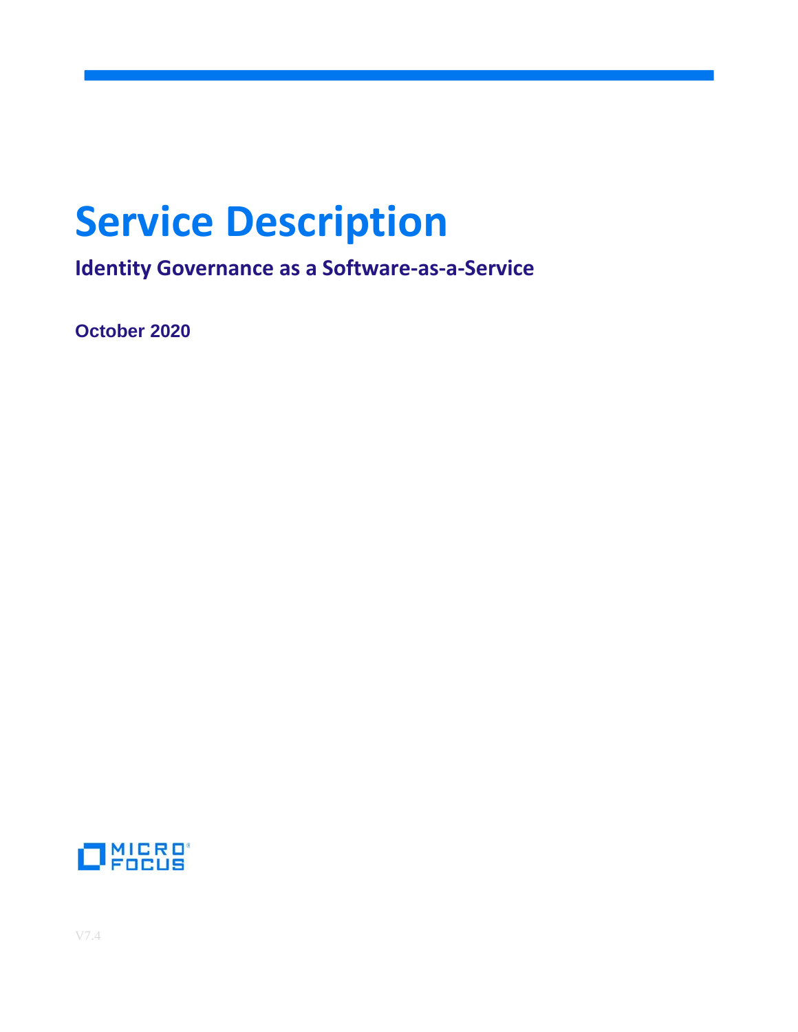# Service Description

## Identity Governance as a Software-as-a-Service

**October 2020**

MICRO FOCUS

V7.4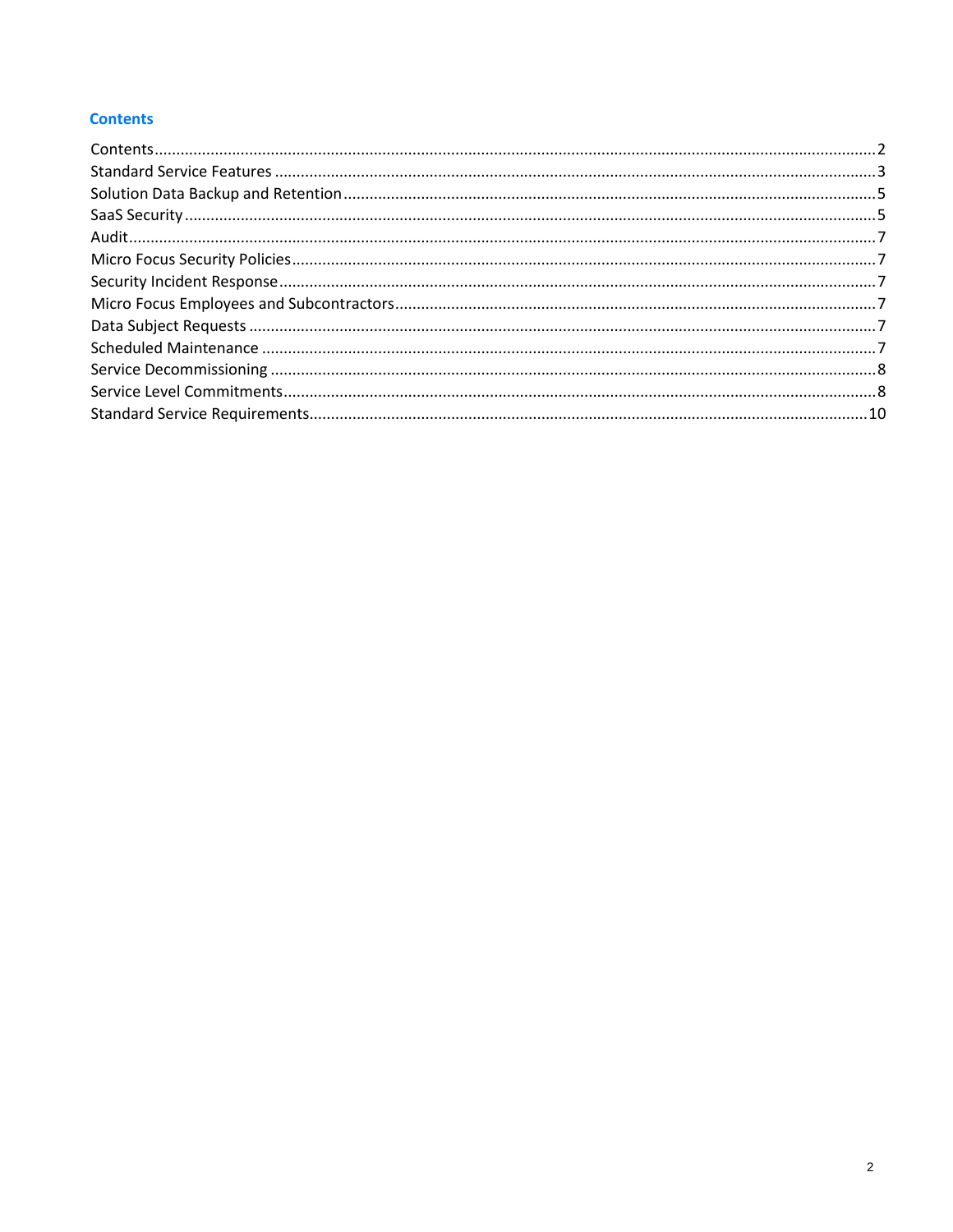## Contents

Contents....................................................................................................................................................2
Standard Service Features .........................................................................................................................3
Solution Data Backup and Retention..........................................................................................................5
SaaS Security..............................................................................................................................................5
Audit...........................................................................................................................................................7
Micro Focus Security Policies......................................................................................................................7
Security Incident Response.........................................................................................................................7
Micro Focus Employees and Subcontractors...............................................................................................7
Data Subject Requests ................................................................................................................................7
Scheduled Maintenance .............................................................................................................................7
Service Decommissioning ...........................................................................................................................8
Service Level Commitments........................................................................................................................8
Standard Service Requirements................................................................................................................10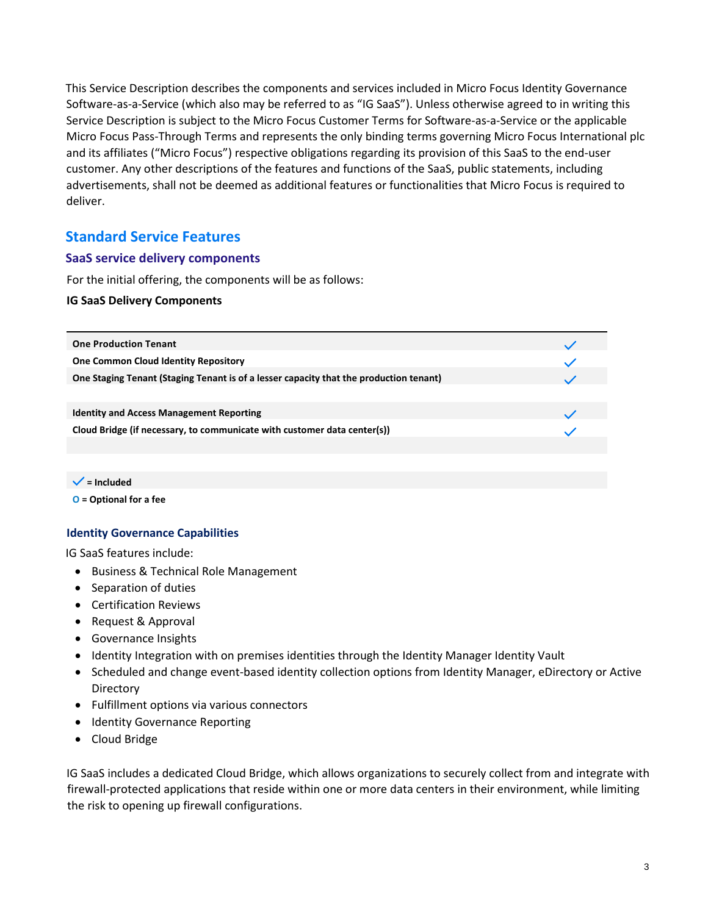This Service Description describes the components and services included in Micro Focus Identity Governance Software-as-a-Service (which also may be referred to as "IG SaaS"). Unless otherwise agreed to in writing this Service Description is subject to the Micro Focus Customer Terms for Software-as-a-Service or the applicable Micro Focus Pass-Through Terms and represents the only binding terms governing Micro Focus International plc and its affiliates ("Micro Focus") respective obligations regarding its provision of this SaaS to the end-user customer. Any other descriptions of the features and functions of the SaaS, public statements, including advertisements, shall not be deemed as additional features or functionalities that Micro Focus is required to deliver.

## Standard Service Features

### SaaS service delivery components

For the initial offering, the components will be as follows:

**IG SaaS Delivery Components**

| | |
|---|---|
| **One Production Tenant** | ✓ |
| **One Common Cloud Identity Repository** | ✓ |
| **One Staging Tenant (Staging Tenant is of a lesser capacity that the production tenant)** | ✓ |
| | |
| **Identity and Access Management Reporting** | ✓ |
| **Cloud Bridge (if necessary, to communicate with customer data center(s))** | ✓ |
| | |

✓ **= Included**

O **= Optional for a fee**

### Identity Governance Capabilities

IG SaaS features include:

- Business & Technical Role Management
- Separation of duties
- Certification Reviews
- Request & Approval
- Governance Insights
- Identity Integration with on premises identities through the Identity Manager Identity Vault
- Scheduled and change event-based identity collection options from Identity Manager, eDirectory or Active Directory
- Fulfillment options via various connectors
- Identity Governance Reporting
- Cloud Bridge

IG SaaS includes a dedicated Cloud Bridge, which allows organizations to securely collect from and integrate with firewall-protected applications that reside within one or more data centers in their environment, while limiting the risk to opening up firewall configurations.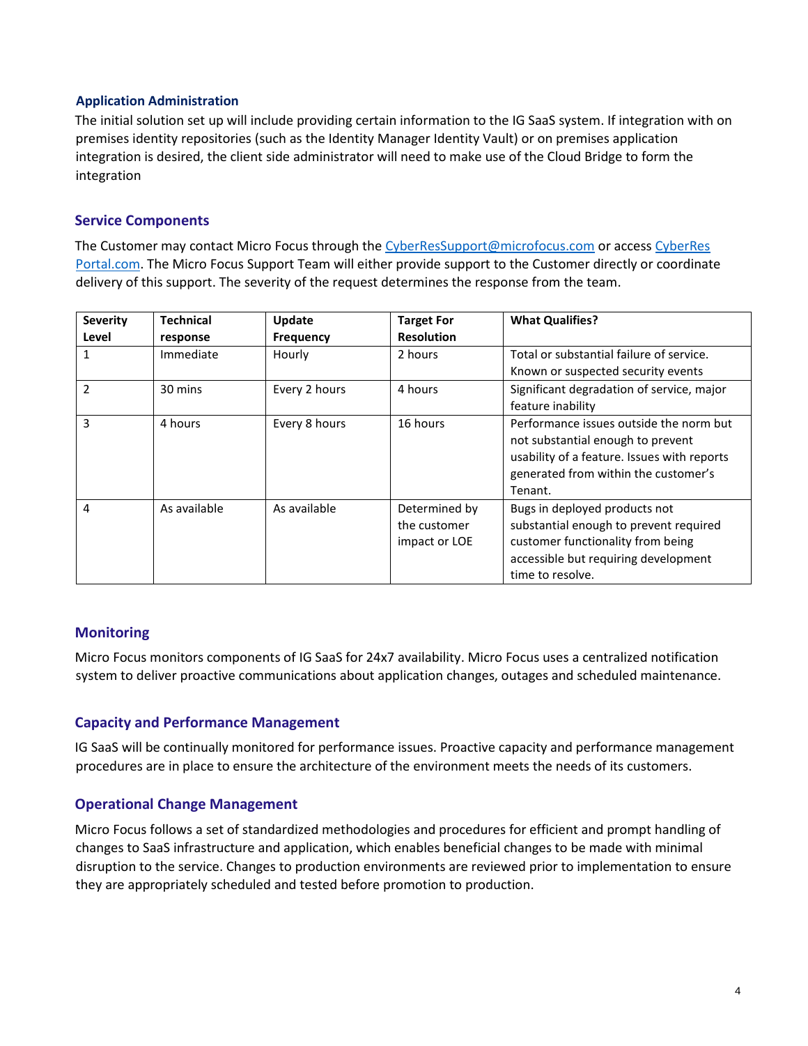### Application Administration

The initial solution set up will include providing certain information to the IG SaaS system. If integration with on premises identity repositories (such as the Identity Manager Identity Vault) or on premises application integration is desired, the client side administrator will need to make use of the Cloud Bridge to form the integration

## Service Components

The Customer may contact Micro Focus through the CyberResSupport@microfocus.com or access CyberRes Portal.com. The Micro Focus Support Team will either provide support to the Customer directly or coordinate delivery of this support. The severity of the request determines the response from the team.

| Severity Level | Technical response | Update Frequency | Target For Resolution | What Qualifies? |
|---|---|---|---|---|
| 1 | Immediate | Hourly | 2 hours | Total or substantial failure of service. Known or suspected security events |
| 2 | 30 mins | Every 2 hours | 4 hours | Significant degradation of service, major feature inability |
| 3 | 4 hours | Every 8 hours | 16 hours | Performance issues outside the norm but not substantial enough to prevent usability of a feature. Issues with reports generated from within the customer's Tenant. |
| 4 | As available | As available | Determined by the customer impact or LOE | Bugs in deployed products not substantial enough to prevent required customer functionality from being accessible but requiring development time to resolve. |

## Monitoring

Micro Focus monitors components of IG SaaS for 24x7 availability. Micro Focus uses a centralized notification system to deliver proactive communications about application changes, outages and scheduled maintenance.

## Capacity and Performance Management

IG SaaS will be continually monitored for performance issues. Proactive capacity and performance management procedures are in place to ensure the architecture of the environment meets the needs of its customers.

## Operational Change Management

Micro Focus follows a set of standardized methodologies and procedures for efficient and prompt handling of changes to SaaS infrastructure and application, which enables beneficial changes to be made with minimal disruption to the service. Changes to production environments are reviewed prior to implementation to ensure they are appropriately scheduled and tested before promotion to production.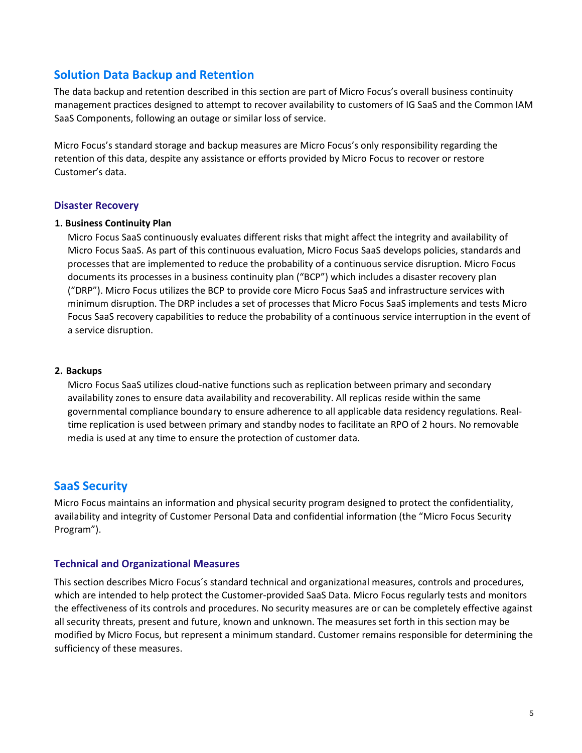## Solution Data Backup and Retention

The data backup and retention described in this section are part of Micro Focus's overall business continuity management practices designed to attempt to recover availability to customers of IG SaaS and the Common IAM SaaS Components, following an outage or similar loss of service.

Micro Focus's standard storage and backup measures are Micro Focus's only responsibility regarding the retention of this data, despite any assistance or efforts provided by Micro Focus to recover or restore Customer's data.

### Disaster Recovery

**1. Business Continuity Plan**

Micro Focus SaaS continuously evaluates different risks that might affect the integrity and availability of Micro Focus SaaS. As part of this continuous evaluation, Micro Focus SaaS develops policies, standards and processes that are implemented to reduce the probability of a continuous service disruption. Micro Focus documents its processes in a business continuity plan ("BCP") which includes a disaster recovery plan ("DRP"). Micro Focus utilizes the BCP to provide core Micro Focus SaaS and infrastructure services with minimum disruption. The DRP includes a set of processes that Micro Focus SaaS implements and tests Micro Focus SaaS recovery capabilities to reduce the probability of a continuous service interruption in the event of a service disruption.

**2. Backups**

Micro Focus SaaS utilizes cloud-native functions such as replication between primary and secondary availability zones to ensure data availability and recoverability. All replicas reside within the same governmental compliance boundary to ensure adherence to all applicable data residency regulations. Real-time replication is used between primary and standby nodes to facilitate an RPO of 2 hours. No removable media is used at any time to ensure the protection of customer data.

## SaaS Security

Micro Focus maintains an information and physical security program designed to protect the confidentiality, availability and integrity of Customer Personal Data and confidential information (the "Micro Focus Security Program").

### Technical and Organizational Measures

This section describes Micro Focus´s standard technical and organizational measures, controls and procedures, which are intended to help protect the Customer-provided SaaS Data. Micro Focus regularly tests and monitors the effectiveness of its controls and procedures. No security measures are or can be completely effective against all security threats, present and future, known and unknown. The measures set forth in this section may be modified by Micro Focus, but represent a minimum standard. Customer remains responsible for determining the sufficiency of these measures.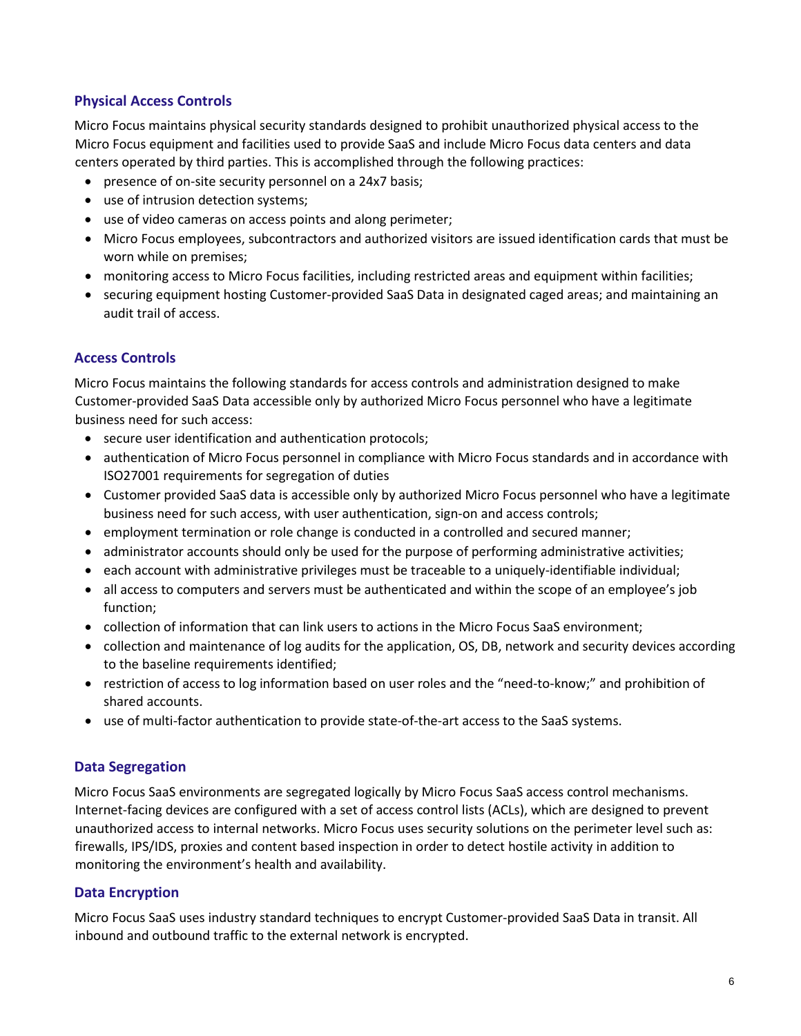## Physical Access Controls

Micro Focus maintains physical security standards designed to prohibit unauthorized physical access to the Micro Focus equipment and facilities used to provide SaaS and include Micro Focus data centers and data centers operated by third parties. This is accomplished through the following practices:

- presence of on-site security personnel on a 24x7 basis;
- use of intrusion detection systems;
- use of video cameras on access points and along perimeter;
- Micro Focus employees, subcontractors and authorized visitors are issued identification cards that must be worn while on premises;
- monitoring access to Micro Focus facilities, including restricted areas and equipment within facilities;
- securing equipment hosting Customer-provided SaaS Data in designated caged areas; and maintaining an audit trail of access.

## Access Controls

Micro Focus maintains the following standards for access controls and administration designed to make Customer-provided SaaS Data accessible only by authorized Micro Focus personnel who have a legitimate business need for such access:

- secure user identification and authentication protocols;
- authentication of Micro Focus personnel in compliance with Micro Focus standards and in accordance with ISO27001 requirements for segregation of duties
- Customer provided SaaS data is accessible only by authorized Micro Focus personnel who have a legitimate business need for such access, with user authentication, sign-on and access controls;
- employment termination or role change is conducted in a controlled and secured manner;
- administrator accounts should only be used for the purpose of performing administrative activities;
- each account with administrative privileges must be traceable to a uniquely-identifiable individual;
- all access to computers and servers must be authenticated and within the scope of an employee's job function;
- collection of information that can link users to actions in the Micro Focus SaaS environment;
- collection and maintenance of log audits for the application, OS, DB, network and security devices according to the baseline requirements identified;
- restriction of access to log information based on user roles and the "need-to-know;" and prohibition of shared accounts.
- use of multi-factor authentication to provide state-of-the-art access to the SaaS systems.

## Data Segregation

Micro Focus SaaS environments are segregated logically by Micro Focus SaaS access control mechanisms. Internet-facing devices are configured with a set of access control lists (ACLs), which are designed to prevent unauthorized access to internal networks. Micro Focus uses security solutions on the perimeter level such as: firewalls, IPS/IDS, proxies and content based inspection in order to detect hostile activity in addition to monitoring the environment's health and availability.

## Data Encryption

Micro Focus SaaS uses industry standard techniques to encrypt Customer-provided SaaS Data in transit. All inbound and outbound traffic to the external network is encrypted.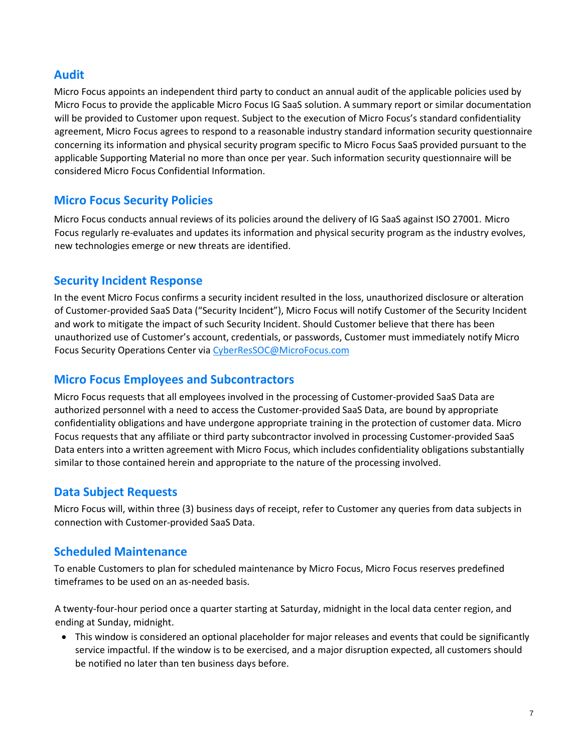## Audit

Micro Focus appoints an independent third party to conduct an annual audit of the applicable policies used by Micro Focus to provide the applicable Micro Focus IG SaaS solution. A summary report or similar documentation will be provided to Customer upon request. Subject to the execution of Micro Focus's standard confidentiality agreement, Micro Focus agrees to respond to a reasonable industry standard information security questionnaire concerning its information and physical security program specific to Micro Focus SaaS provided pursuant to the applicable Supporting Material no more than once per year. Such information security questionnaire will be considered Micro Focus Confidential Information.

## Micro Focus Security Policies

Micro Focus conducts annual reviews of its policies around the delivery of IG SaaS against ISO 27001. Micro Focus regularly re-evaluates and updates its information and physical security program as the industry evolves, new technologies emerge or new threats are identified.

## Security Incident Response

In the event Micro Focus confirms a security incident resulted in the loss, unauthorized disclosure or alteration of Customer-provided SaaS Data ("Security Incident"), Micro Focus will notify Customer of the Security Incident and work to mitigate the impact of such Security Incident. Should Customer believe that there has been unauthorized use of Customer's account, credentials, or passwords, Customer must immediately notify Micro Focus Security Operations Center via CyberResSOC@MicroFocus.com

## Micro Focus Employees and Subcontractors

Micro Focus requests that all employees involved in the processing of Customer-provided SaaS Data are authorized personnel with a need to access the Customer-provided SaaS Data, are bound by appropriate confidentiality obligations and have undergone appropriate training in the protection of customer data. Micro Focus requests that any affiliate or third party subcontractor involved in processing Customer-provided SaaS Data enters into a written agreement with Micro Focus, which includes confidentiality obligations substantially similar to those contained herein and appropriate to the nature of the processing involved.

## Data Subject Requests

Micro Focus will, within three (3) business days of receipt, refer to Customer any queries from data subjects in connection with Customer-provided SaaS Data.

## Scheduled Maintenance

To enable Customers to plan for scheduled maintenance by Micro Focus, Micro Focus reserves predefined timeframes to be used on an as-needed basis.

A twenty-four-hour period once a quarter starting at Saturday, midnight in the local data center region, and ending at Sunday, midnight.

- This window is considered an optional placeholder for major releases and events that could be significantly service impactful. If the window is to be exercised, and a major disruption expected, all customers should be notified no later than ten business days before.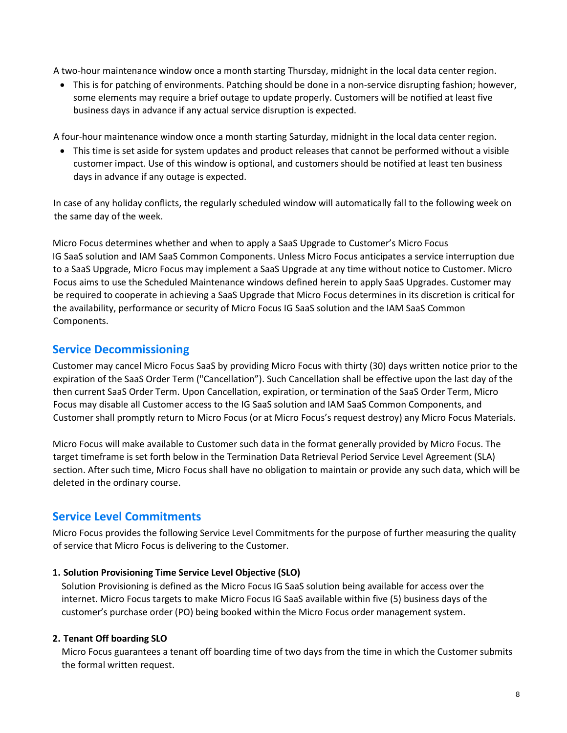A two-hour maintenance window once a month starting Thursday, midnight in the local data center region.

- This is for patching of environments. Patching should be done in a non-service disrupting fashion; however, some elements may require a brief outage to update properly. Customers will be notified at least five business days in advance if any actual service disruption is expected.

A four-hour maintenance window once a month starting Saturday, midnight in the local data center region.

- This time is set aside for system updates and product releases that cannot be performed without a visible customer impact. Use of this window is optional, and customers should be notified at least ten business days in advance if any outage is expected.

In case of any holiday conflicts, the regularly scheduled window will automatically fall to the following week on the same day of the week.

Micro Focus determines whether and when to apply a SaaS Upgrade to Customer's Micro Focus IG SaaS solution and IAM SaaS Common Components. Unless Micro Focus anticipates a service interruption due to a SaaS Upgrade, Micro Focus may implement a SaaS Upgrade at any time without notice to Customer. Micro Focus aims to use the Scheduled Maintenance windows defined herein to apply SaaS Upgrades. Customer may be required to cooperate in achieving a SaaS Upgrade that Micro Focus determines in its discretion is critical for the availability, performance or security of Micro Focus IG SaaS solution and the IAM SaaS Common Components.

## Service Decommissioning

Customer may cancel Micro Focus SaaS by providing Micro Focus with thirty (30) days written notice prior to the expiration of the SaaS Order Term ("Cancellation"). Such Cancellation shall be effective upon the last day of the then current SaaS Order Term. Upon Cancellation, expiration, or termination of the SaaS Order Term, Micro Focus may disable all Customer access to the IG SaaS solution and IAM SaaS Common Components, and Customer shall promptly return to Micro Focus (or at Micro Focus's request destroy) any Micro Focus Materials.

Micro Focus will make available to Customer such data in the format generally provided by Micro Focus. The target timeframe is set forth below in the Termination Data Retrieval Period Service Level Agreement (SLA) section. After such time, Micro Focus shall have no obligation to maintain or provide any such data, which will be deleted in the ordinary course.

## Service Level Commitments

Micro Focus provides the following Service Level Commitments for the purpose of further measuring the quality of service that Micro Focus is delivering to the Customer.

**1. Solution Provisioning Time Service Level Objective (SLO)**

Solution Provisioning is defined as the Micro Focus IG SaaS solution being available for access over the internet. Micro Focus targets to make Micro Focus IG SaaS available within five (5) business days of the customer's purchase order (PO) being booked within the Micro Focus order management system.

**2. Tenant Off boarding SLO**

Micro Focus guarantees a tenant off boarding time of two days from the time in which the Customer submits the formal written request.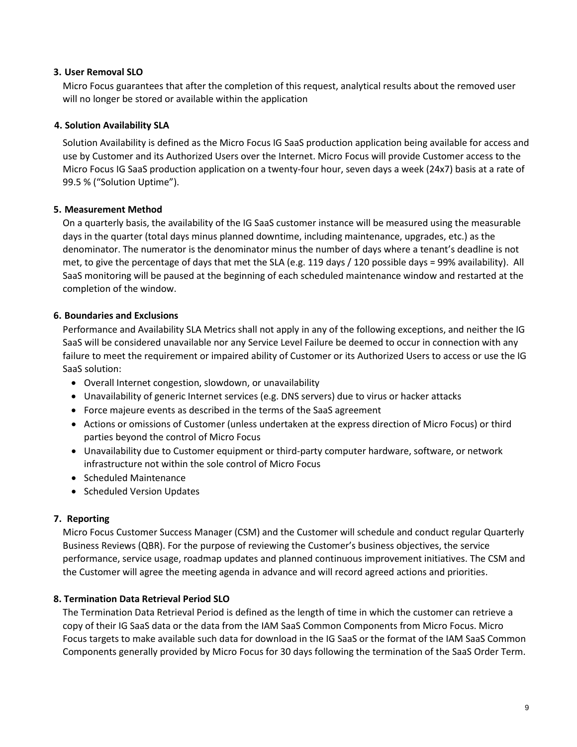**3. User Removal SLO**

Micro Focus guarantees that after the completion of this request, analytical results about the removed user will no longer be stored or available within the application

**4. Solution Availability SLA**

Solution Availability is defined as the Micro Focus IG SaaS production application being available for access and use by Customer and its Authorized Users over the Internet. Micro Focus will provide Customer access to the Micro Focus IG SaaS production application on a twenty-four hour, seven days a week (24x7) basis at a rate of 99.5 % ("Solution Uptime").

**5. Measurement Method**

On a quarterly basis, the availability of the IG SaaS customer instance will be measured using the measurable days in the quarter (total days minus planned downtime, including maintenance, upgrades, etc.) as the denominator. The numerator is the denominator minus the number of days where a tenant's deadline is not met, to give the percentage of days that met the SLA (e.g. 119 days / 120 possible days = 99% availability). All SaaS monitoring will be paused at the beginning of each scheduled maintenance window and restarted at the completion of the window.

**6. Boundaries and Exclusions**

Performance and Availability SLA Metrics shall not apply in any of the following exceptions, and neither the IG SaaS will be considered unavailable nor any Service Level Failure be deemed to occur in connection with any failure to meet the requirement or impaired ability of Customer or its Authorized Users to access or use the IG SaaS solution:

- Overall Internet congestion, slowdown, or unavailability
- Unavailability of generic Internet services (e.g. DNS servers) due to virus or hacker attacks
- Force majeure events as described in the terms of the SaaS agreement
- Actions or omissions of Customer (unless undertaken at the express direction of Micro Focus) or third parties beyond the control of Micro Focus
- Unavailability due to Customer equipment or third-party computer hardware, software, or network infrastructure not within the sole control of Micro Focus
- Scheduled Maintenance
- Scheduled Version Updates

**7. Reporting**

Micro Focus Customer Success Manager (CSM) and the Customer will schedule and conduct regular Quarterly Business Reviews (QBR). For the purpose of reviewing the Customer's business objectives, the service performance, service usage, roadmap updates and planned continuous improvement initiatives. The CSM and the Customer will agree the meeting agenda in advance and will record agreed actions and priorities.

**8. Termination Data Retrieval Period SLO**

The Termination Data Retrieval Period is defined as the length of time in which the customer can retrieve a copy of their IG SaaS data or the data from the IAM SaaS Common Components from Micro Focus. Micro Focus targets to make available such data for download in the IG SaaS or the format of the IAM SaaS Common Components generally provided by Micro Focus for 30 days following the termination of the SaaS Order Term.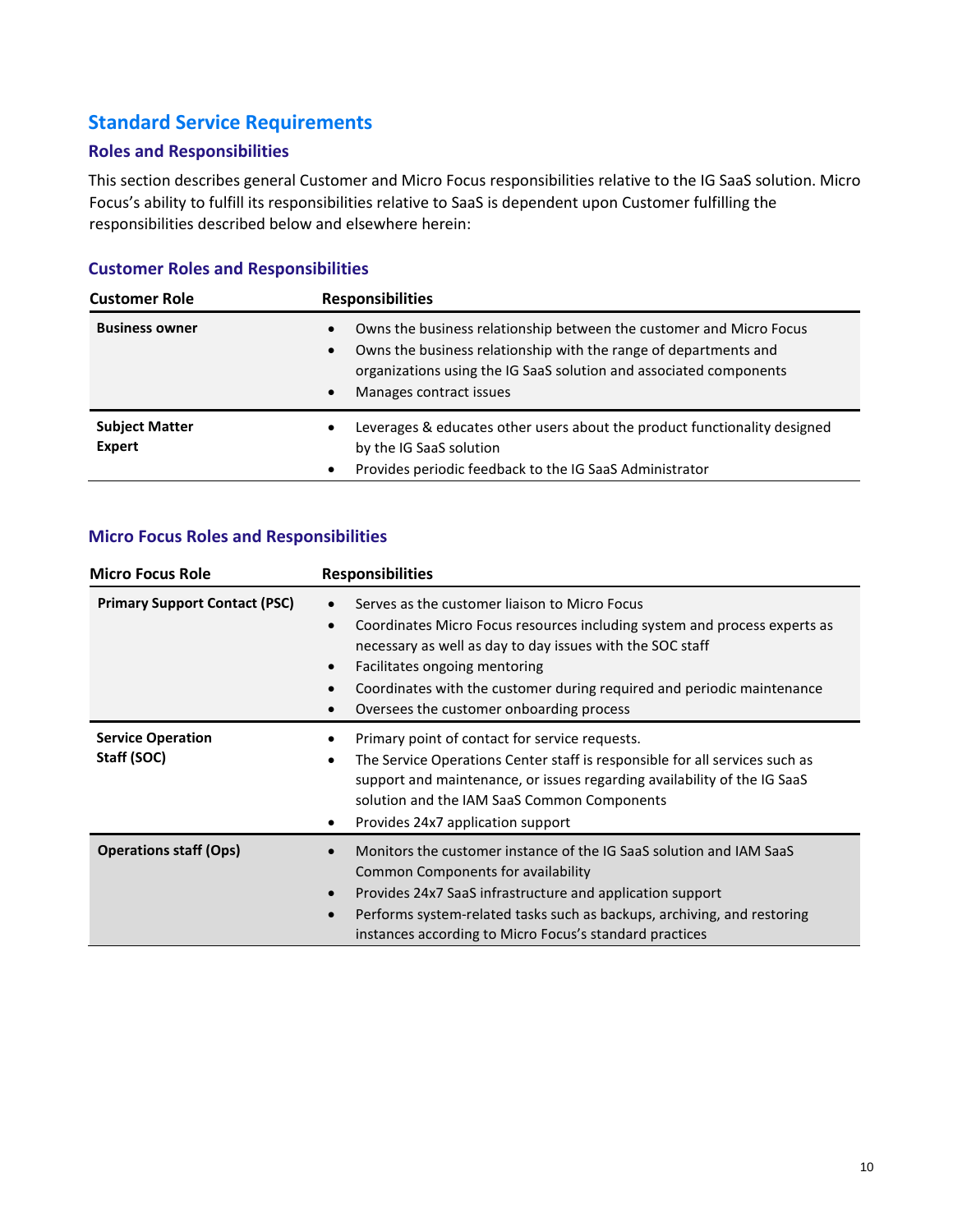# Standard Service Requirements

## Roles and Responsibilities

This section describes general Customer and Micro Focus responsibilities relative to the IG SaaS solution. Micro Focus's ability to fulfill its responsibilities relative to SaaS is dependent upon Customer fulfilling the responsibilities described below and elsewhere herein:

### Customer Roles and Responsibilities

| Customer Role | Responsibilities |
|---|---|
| **Business owner** | • Owns the business relationship between the customer and Micro Focus<br>• Owns the business relationship with the range of departments and organizations using the IG SaaS solution and associated components<br>• Manages contract issues |
| **Subject Matter Expert** | • Leverages & educates other users about the product functionality designed by the IG SaaS solution<br>• Provides periodic feedback to the IG SaaS Administrator |

### Micro Focus Roles and Responsibilities

| Micro Focus Role | Responsibilities |
|---|---|
| **Primary Support Contact (PSC)** | • Serves as the customer liaison to Micro Focus<br>• Coordinates Micro Focus resources including system and process experts as necessary as well as day to day issues with the SOC staff<br>• Facilitates ongoing mentoring<br>• Coordinates with the customer during required and periodic maintenance<br>• Oversees the customer onboarding process |
| **Service Operation Staff (SOC)** | • Primary point of contact for service requests.<br>• The Service Operations Center staff is responsible for all services such as support and maintenance, or issues regarding availability of the IG SaaS solution and the IAM SaaS Common Components<br>• Provides 24x7 application support |
| **Operations staff (Ops)** | • Monitors the customer instance of the IG SaaS solution and IAM SaaS Common Components for availability<br>• Provides 24x7 SaaS infrastructure and application support<br>• Performs system-related tasks such as backups, archiving, and restoring instances according to Micro Focus's standard practices |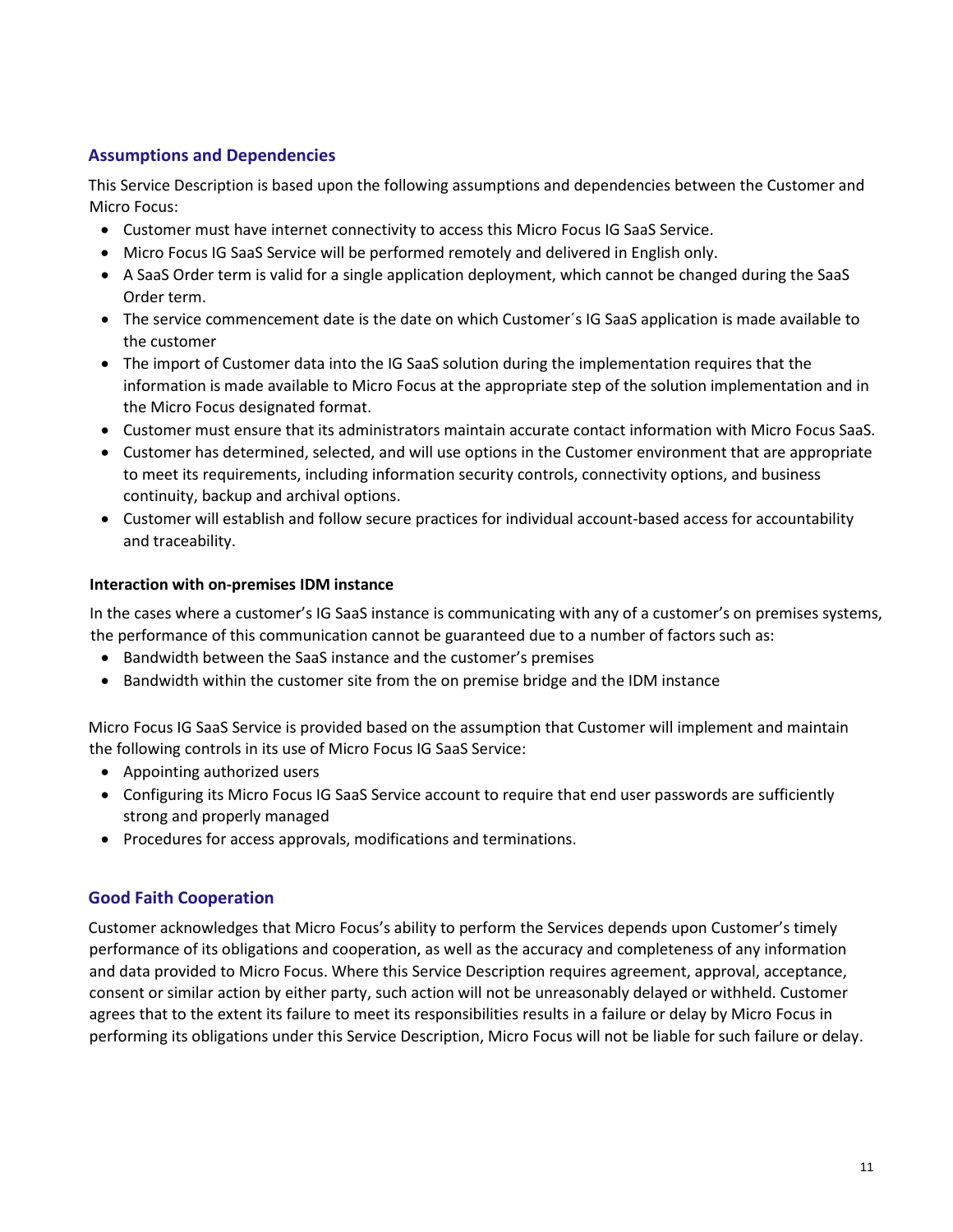## Assumptions and Dependencies

This Service Description is based upon the following assumptions and dependencies between the Customer and Micro Focus:

- Customer must have internet connectivity to access this Micro Focus IG SaaS Service.
- Micro Focus IG SaaS Service will be performed remotely and delivered in English only.
- A SaaS Order term is valid for a single application deployment, which cannot be changed during the SaaS Order term.
- The service commencement date is the date on which Customer´s IG SaaS application is made available to the customer
- The import of Customer data into the IG SaaS solution during the implementation requires that the information is made available to Micro Focus at the appropriate step of the solution implementation and in the Micro Focus designated format.
- Customer must ensure that its administrators maintain accurate contact information with Micro Focus SaaS.
- Customer has determined, selected, and will use options in the Customer environment that are appropriate to meet its requirements, including information security controls, connectivity options, and business continuity, backup and archival options.
- Customer will establish and follow secure practices for individual account-based access for accountability and traceability.

### Interaction with on-premises IDM instance

In the cases where a customer's IG SaaS instance is communicating with any of a customer's on premises systems, the performance of this communication cannot be guaranteed due to a number of factors such as:

- Bandwidth between the SaaS instance and the customer's premises
- Bandwidth within the customer site from the on premise bridge and the IDM instance

Micro Focus IG SaaS Service is provided based on the assumption that Customer will implement and maintain the following controls in its use of Micro Focus IG SaaS Service:

- Appointing authorized users
- Configuring its Micro Focus IG SaaS Service account to require that end user passwords are sufficiently strong and properly managed
- Procedures for access approvals, modifications and terminations.

## Good Faith Cooperation

Customer acknowledges that Micro Focus's ability to perform the Services depends upon Customer's timely performance of its obligations and cooperation, as well as the accuracy and completeness of any information and data provided to Micro Focus. Where this Service Description requires agreement, approval, acceptance, consent or similar action by either party, such action will not be unreasonably delayed or withheld. Customer agrees that to the extent its failure to meet its responsibilities results in a failure or delay by Micro Focus in performing its obligations under this Service Description, Micro Focus will not be liable for such failure or delay.